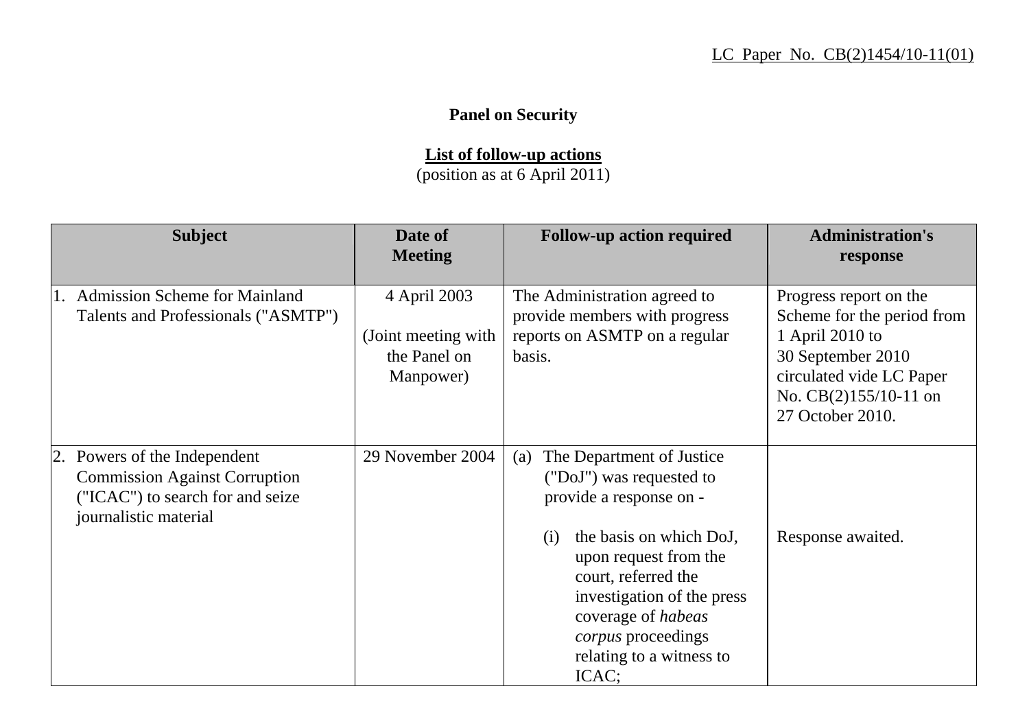LC Paper No. CB(2)1454/10-11(01)

# Panel on Security

## List of follow-up actions

(position as at 6 April 2011)

| Subject | Date of Meeting | Follow-up action required | Administration's response |
|---|---|---|---|
| 1. Admission Scheme for Mainland Talents and Professionals ("ASMTP") | 4 April 2003 (Joint meeting with the Panel on Manpower) | The Administration agreed to provide members with progress reports on ASMTP on a regular basis. | Progress report on the Scheme for the period from 1 April 2010 to 30 September 2010 circulated vide LC Paper No. CB(2)155/10-11 on 27 October 2010. |
| 2. Powers of the Independent Commission Against Corruption ("ICAC") to search for and seize journalistic material | 29 November 2004 | (a) The Department of Justice ("DoJ") was requested to provide a response on - (i) the basis on which DoJ, upon request from the court, referred the investigation of the press coverage of *habeas corpus* proceedings relating to a witness to ICAC; | Response awaited. |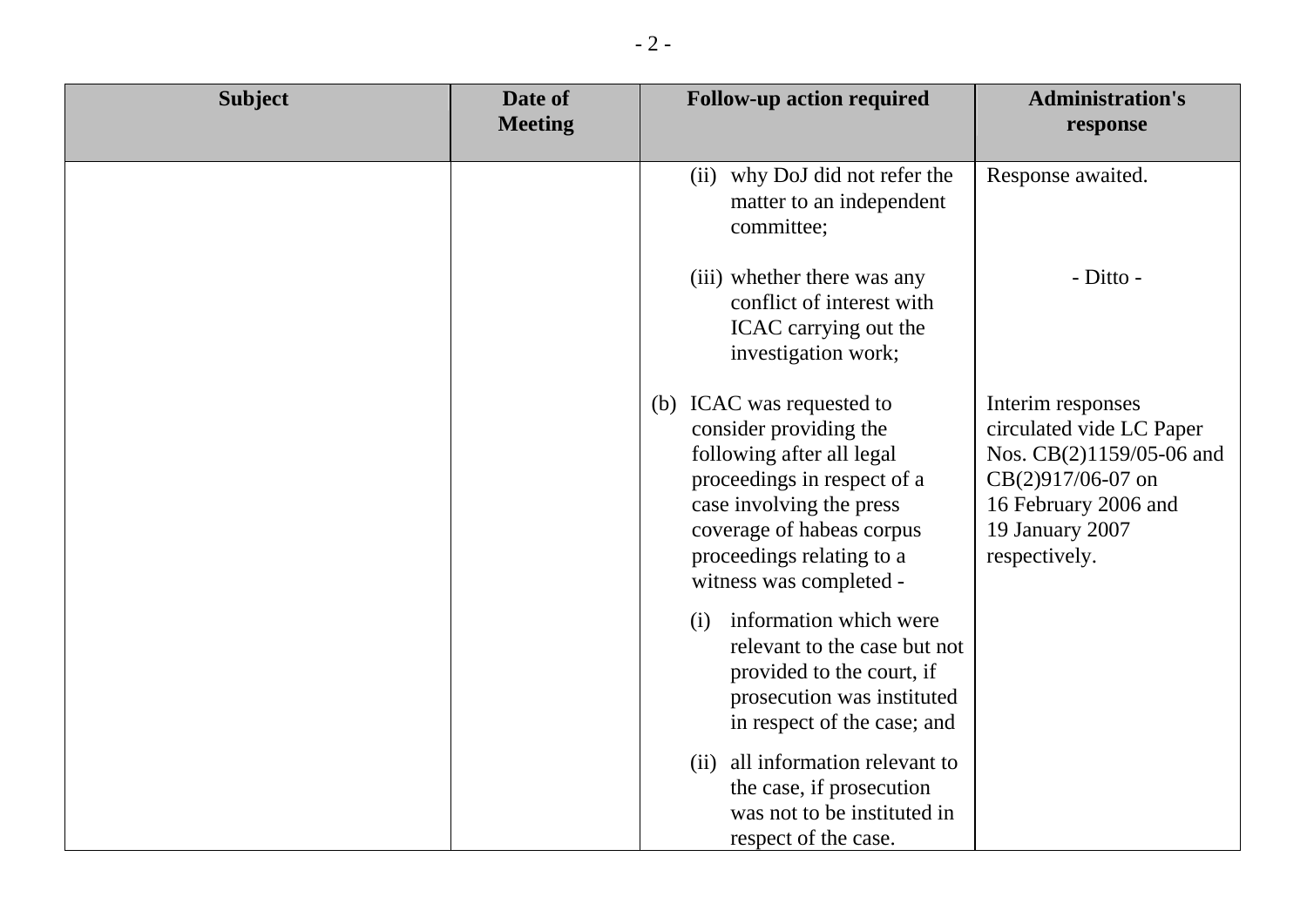| Subject | Date of Meeting | Follow-up action required | Administration's response |
|---|---|---|---|
| | | (ii) why DoJ did not refer the matter to an independent committee; | Response awaited. |
| | | (iii) whether there was any conflict of interest with ICAC carrying out the investigation work; | - Ditto - |
| | | (b) ICAC was requested to consider providing the following after all legal proceedings in respect of a case involving the press coverage of habeas corpus proceedings relating to a witness was completed - | Interim responses circulated vide LC Paper Nos. CB(2)1159/05-06 and CB(2)917/06-07 on 16 February 2006 and 19 January 2007 respectively. |
| | | (i) information which were relevant to the case but not provided to the court, if prosecution was instituted in respect of the case; and | |
| | | (ii) all information relevant to the case, if prosecution was not to be instituted in respect of the case. | |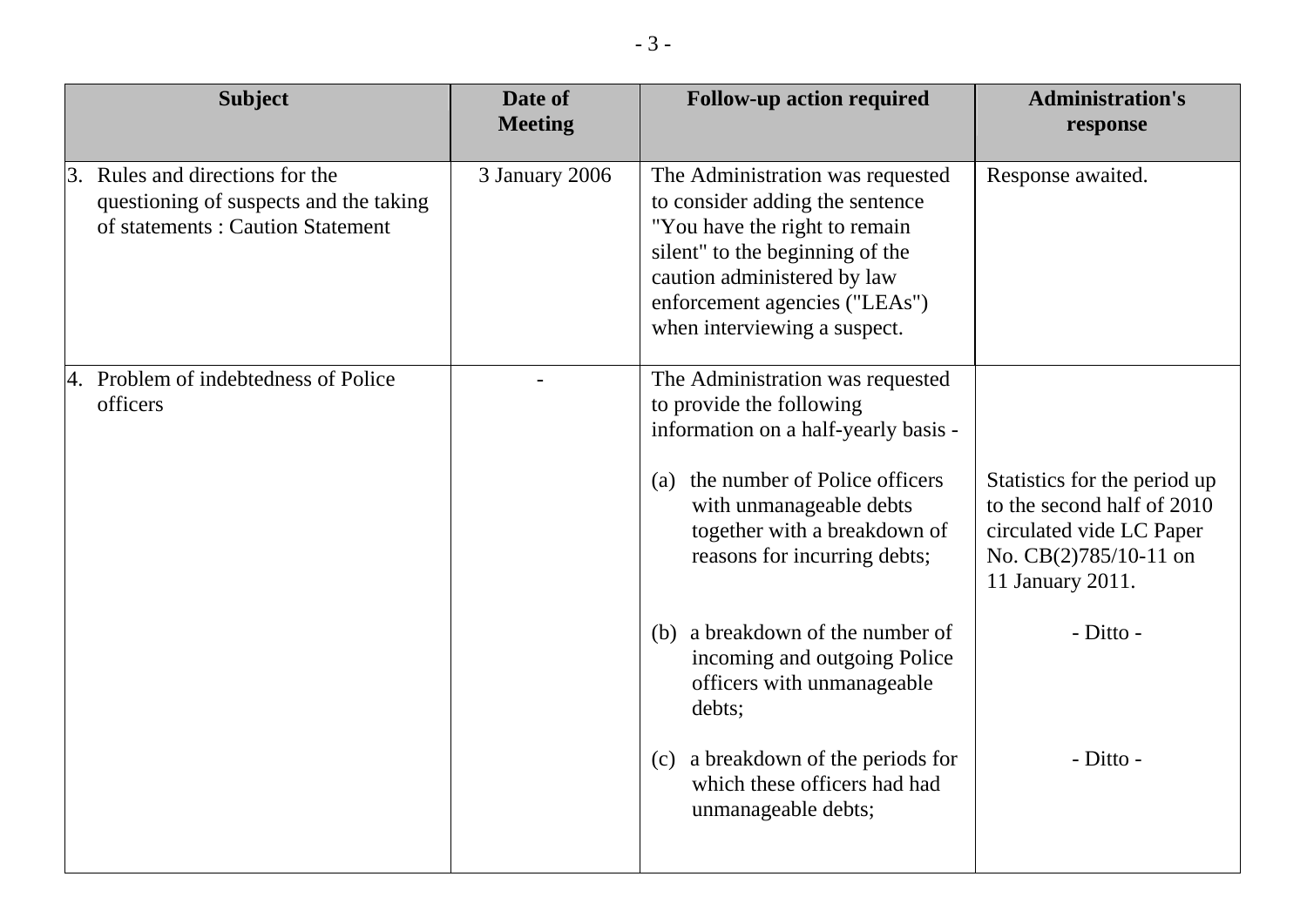| Subject | Date of Meeting | Follow-up action required | Administration's response |
|---|---|---|---|
| 3. Rules and directions for the questioning of suspects and the taking of statements : Caution Statement | 3 January 2006 | The Administration was requested to consider adding the sentence "You have the right to remain silent" to the beginning of the caution administered by law enforcement agencies ("LEAs") when interviewing a suspect. | Response awaited. |
| 4. Problem of indebtedness of Police officers | - | The Administration was requested to provide the following information on a half-yearly basis - | |
| | | (a) the number of Police officers with unmanageable debts together with a breakdown of reasons for incurring debts; | Statistics for the period up to the second half of 2010 circulated vide LC Paper No. CB(2)785/10-11 on 11 January 2011. |
| | | (b) a breakdown of the number of incoming and outgoing Police officers with unmanageable debts; | - Ditto - |
| | | (c) a breakdown of the periods for which these officers had had unmanageable debts; | - Ditto - |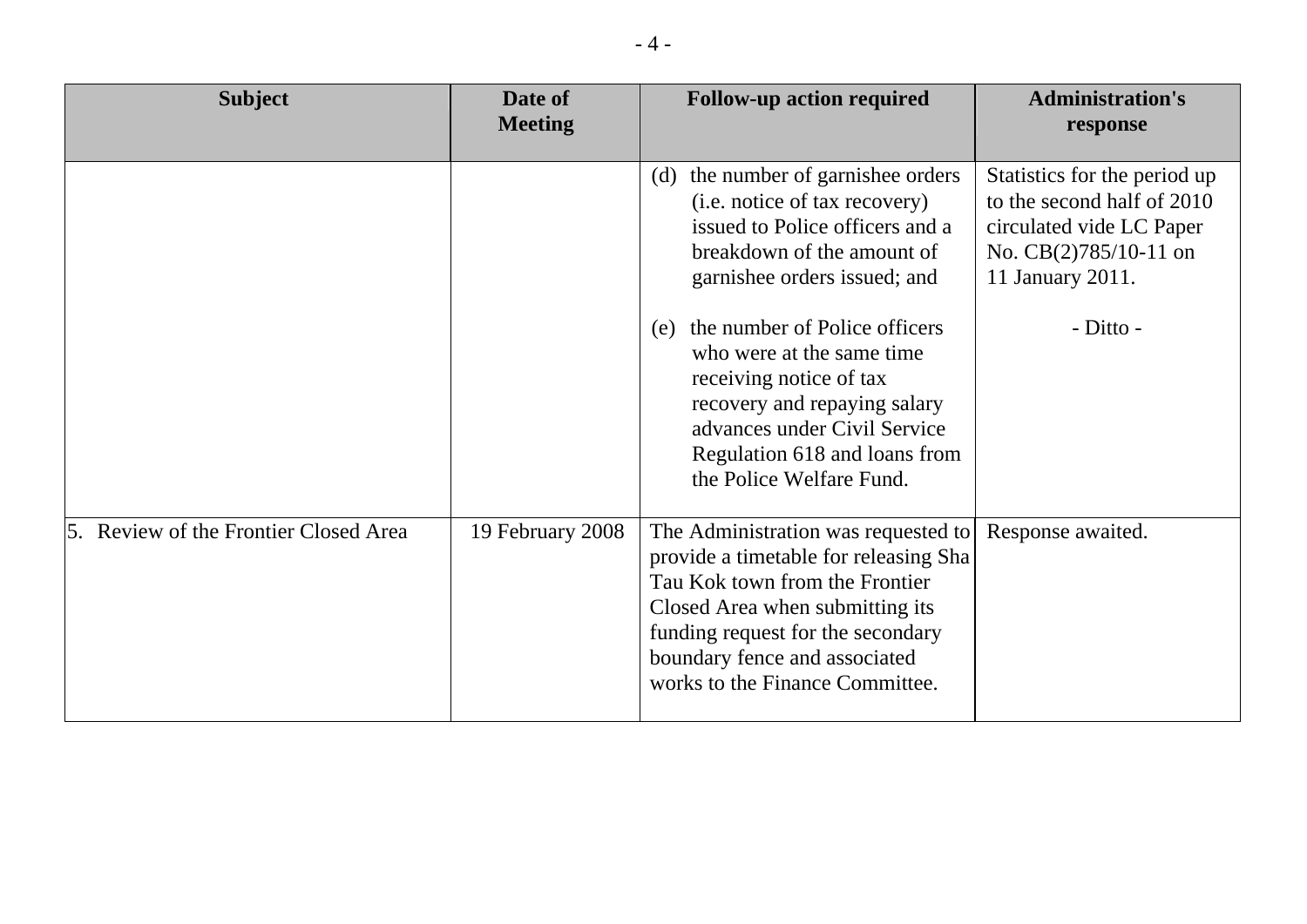| Subject | Date of Meeting | Follow-up action required | Administration's response |
| --- | --- | --- | --- |
| | | (d) the number of garnishee orders (i.e. notice of tax recovery) issued to Police officers and a breakdown of the amount of garnishee orders issued; and | Statistics for the period up to the second half of 2010 circulated vide LC Paper No. CB(2)785/10-11 on 11 January 2011. |
| | | (e) the number of Police officers who were at the same time receiving notice of tax recovery and repaying salary advances under Civil Service Regulation 618 and loans from the Police Welfare Fund. | - Ditto - |
| 5. Review of the Frontier Closed Area | 19 February 2008 | The Administration was requested to provide a timetable for releasing Sha Tau Kok town from the Frontier Closed Area when submitting its funding request for the secondary boundary fence and associated works to the Finance Committee. | Response awaited. |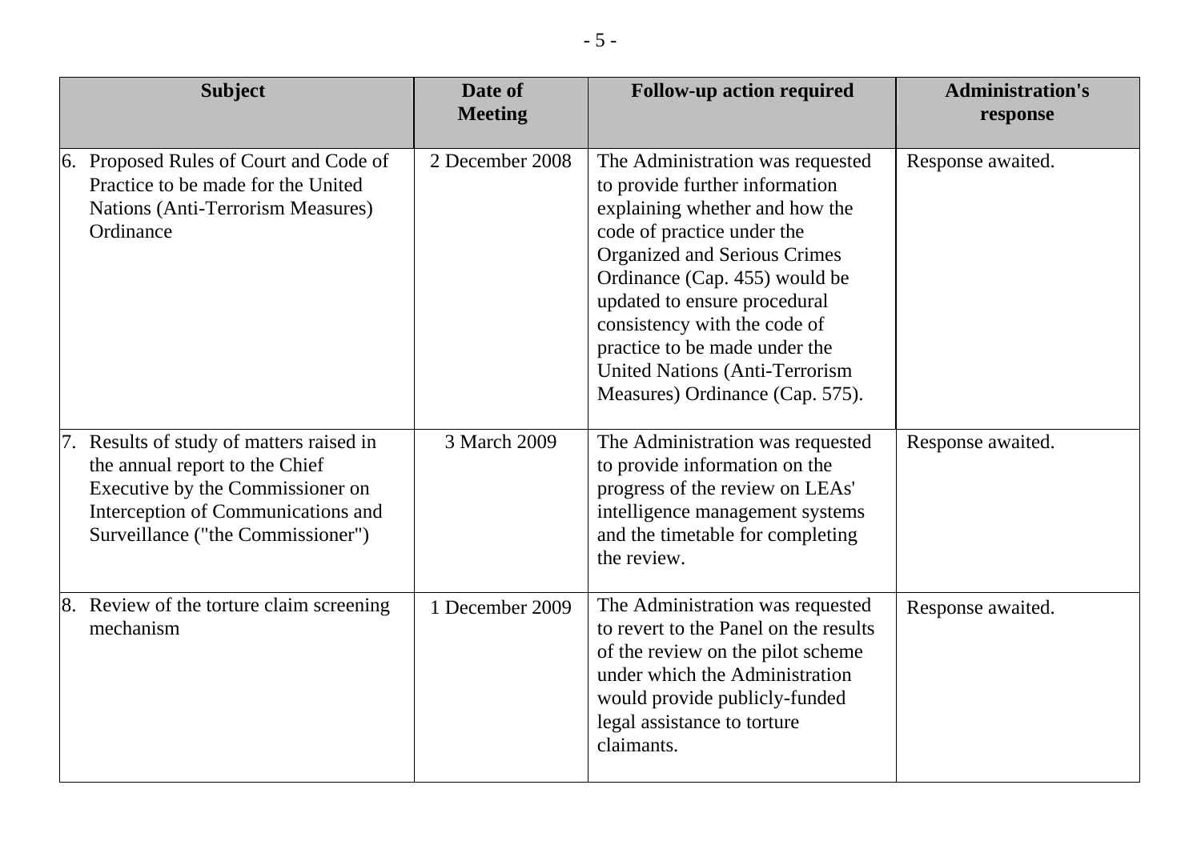| Subject | Date of Meeting | Follow-up action required | Administration's response |
| --- | --- | --- | --- |
| 6. Proposed Rules of Court and Code of Practice to be made for the United Nations (Anti-Terrorism Measures) Ordinance | 2 December 2008 | The Administration was requested to provide further information explaining whether and how the code of practice under the Organized and Serious Crimes Ordinance (Cap. 455) would be updated to ensure procedural consistency with the code of practice to be made under the United Nations (Anti-Terrorism Measures) Ordinance (Cap. 575). | Response awaited. |
| 7. Results of study of matters raised in the annual report to the Chief Executive by the Commissioner on Interception of Communications and Surveillance ("the Commissioner") | 3 March 2009 | The Administration was requested to provide information on the progress of the review on LEAs' intelligence management systems and the timetable for completing the review. | Response awaited. |
| 8. Review of the torture claim screening mechanism | 1 December 2009 | The Administration was requested to revert to the Panel on the results of the review on the pilot scheme under which the Administration would provide publicly-funded legal assistance to torture claimants. | Response awaited. |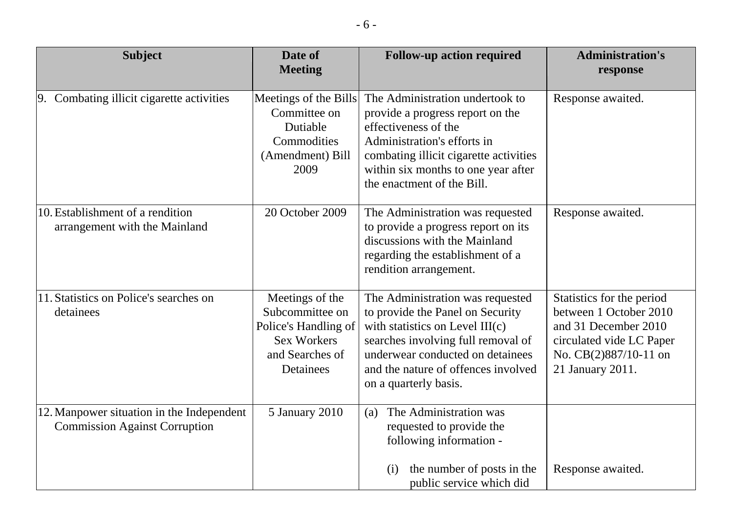| Subject | Date of Meeting | Follow-up action required | Administration's response |
|---|---|---|---|
| 9. Combating illicit cigarette activities | Meetings of the Bills Committee on Dutiable Commodities (Amendment) Bill 2009 | The Administration undertook to provide a progress report on the effectiveness of the Administration's efforts in combating illicit cigarette activities within six months to one year after the enactment of the Bill. | Response awaited. |
| 10. Establishment of a rendition arrangement with the Mainland | 20 October 2009 | The Administration was requested to provide a progress report on its discussions with the Mainland regarding the establishment of a rendition arrangement. | Response awaited. |
| 11. Statistics on Police's searches on detainees | Meetings of the Subcommittee on Police's Handling of Sex Workers and Searches of Detainees | The Administration was requested to provide the Panel on Security with statistics on Level III(c) searches involving full removal of underwear conducted on detainees and the nature of offences involved on a quarterly basis. | Statistics for the period between 1 October 2010 and 31 December 2010 circulated vide LC Paper No. CB(2)887/10-11 on 21 January 2011. |
| 12. Manpower situation in the Independent Commission Against Corruption | 5 January 2010 | (a) The Administration was requested to provide the following information -<br><br>(i) the number of posts in the public service which did | <br><br><br>Response awaited. |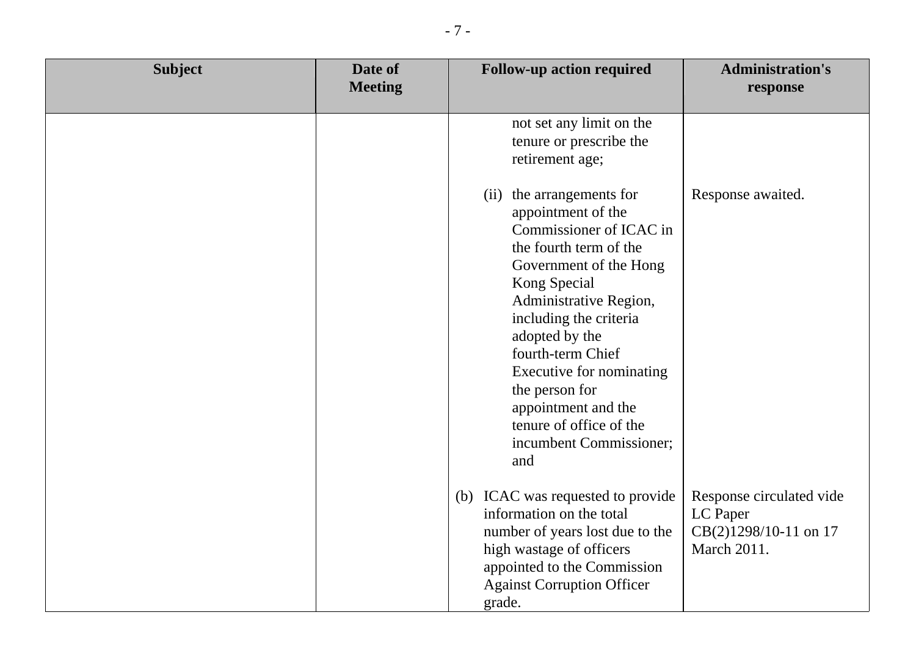| Subject | Date of Meeting | Follow-up action required | Administration's response |
|---|---|---|---|
| | | not set any limit on the tenure or prescribe the retirement age; | |
| | | (ii) the arrangements for appointment of the Commissioner of ICAC in the fourth term of the Government of the Hong Kong Special Administrative Region, including the criteria adopted by the fourth-term Chief Executive for nominating the person for appointment and the tenure of office of the incumbent Commissioner; and | Response awaited. |
| | | (b) ICAC was requested to provide information on the total number of years lost due to the high wastage of officers appointed to the Commission Against Corruption Officer grade. | Response circulated vide LC Paper CB(2)1298/10-11 on 17 March 2011. |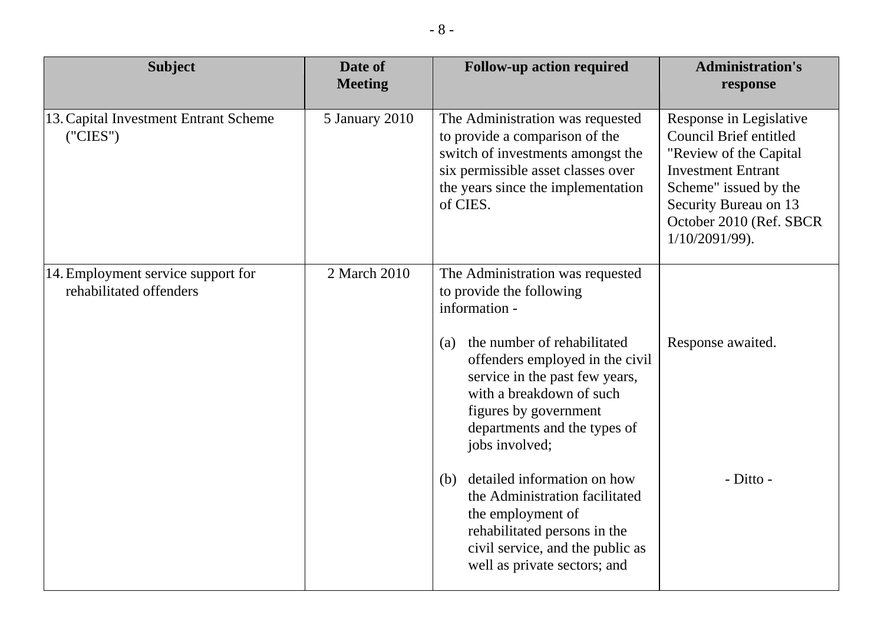| Subject | Date of Meeting | Follow-up action required | Administration's response |
|---|---|---|---|
| 13. Capital Investment Entrant Scheme ("CIES") | 5 January 2010 | The Administration was requested to provide a comparison of the switch of investments amongst the six permissible asset classes over the years since the implementation of CIES. | Response in Legislative Council Brief entitled "Review of the Capital Investment Entrant Scheme" issued by the Security Bureau on 13 October 2010 (Ref. SBCR 1/10/2091/99). |
| 14. Employment service support for rehabilitated offenders | 2 March 2010 | The Administration was requested to provide the following information - | |
| | | (a) the number of rehabilitated offenders employed in the civil service in the past few years, with a breakdown of such figures by government departments and the types of jobs involved; | Response awaited. |
| | | (b) detailed information on how the Administration facilitated the employment of rehabilitated persons in the civil service, and the public as well as private sectors; and | - Ditto - |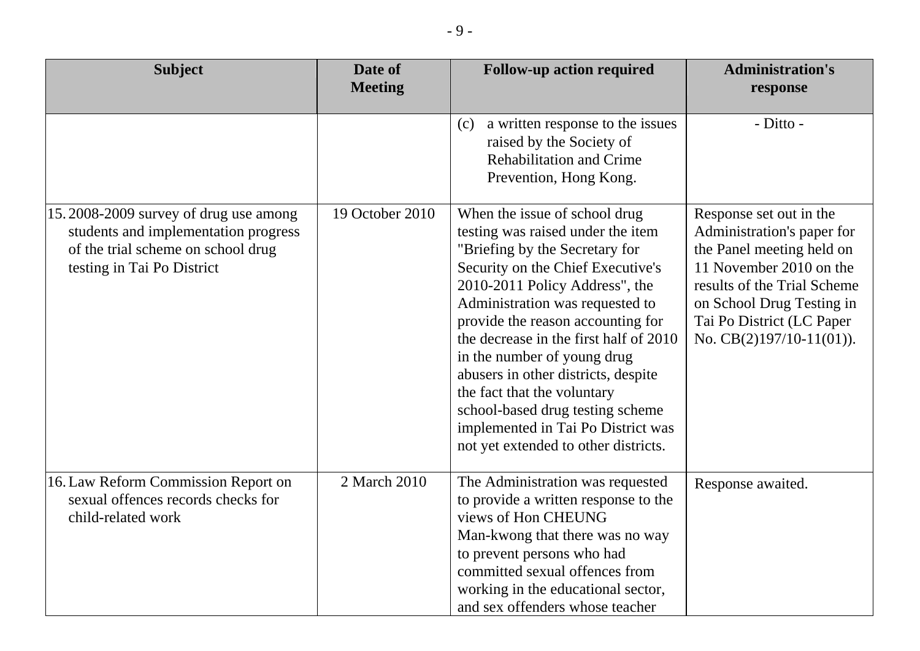| Subject | Date of Meeting | Follow-up action required | Administration's response |
|---|---|---|---|
| | | (c) a written response to the issues raised by the Society of Rehabilitation and Crime Prevention, Hong Kong. | - Ditto - |
| 15. 2008-2009 survey of drug use among students and implementation progress of the trial scheme on school drug testing in Tai Po District | 19 October 2010 | When the issue of school drug testing was raised under the item "Briefing by the Secretary for Security on the Chief Executive's 2010-2011 Policy Address", the Administration was requested to provide the reason accounting for the decrease in the first half of 2010 in the number of young drug abusers in other districts, despite the fact that the voluntary school-based drug testing scheme implemented in Tai Po District was not yet extended to other districts. | Response set out in the Administration's paper for the Panel meeting held on 11 November 2010 on the results of the Trial Scheme on School Drug Testing in Tai Po District (LC Paper No. CB(2)197/10-11(01)). |
| 16. Law Reform Commission Report on sexual offences records checks for child-related work | 2 March 2010 | The Administration was requested to provide a written response to the views of Hon CHEUNG Man-kwong that there was no way to prevent persons who had committed sexual offences from working in the educational sector, and sex offenders whose teacher | Response awaited. |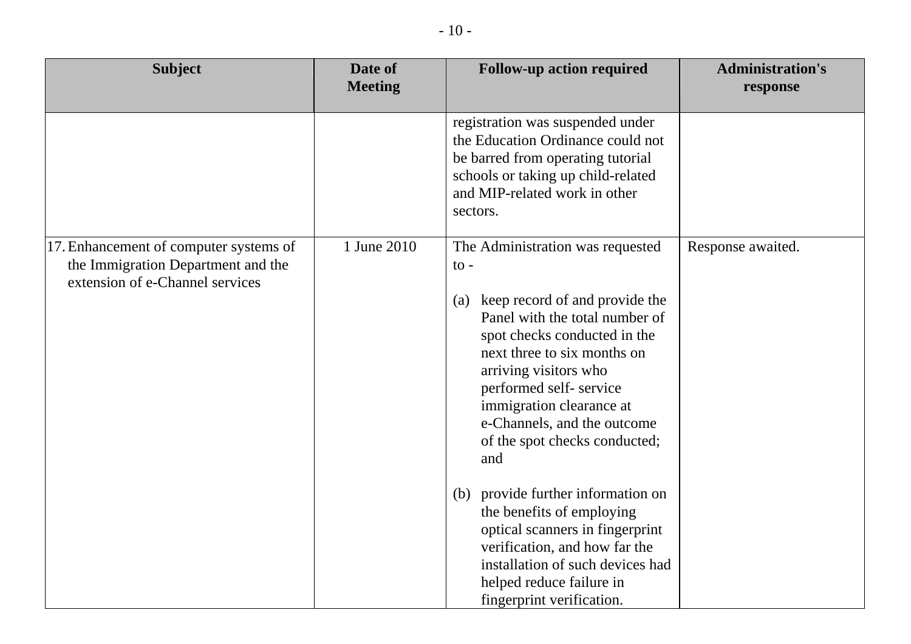| Subject | Date of Meeting | Follow-up action required | Administration's response |
|---|---|---|---|
| | | registration was suspended under the Education Ordinance could not be barred from operating tutorial schools or taking up child-related and MIP-related work in other sectors. | |
| 17. Enhancement of computer systems of the Immigration Department and the extension of e-Channel services | 1 June 2010 | The Administration was requested to -<br><br>(a) keep record of and provide the Panel with the total number of spot checks conducted in the next three to six months on arriving visitors who performed self- service immigration clearance at e-Channels, and the outcome of the spot checks conducted; and<br><br>(b) provide further information on the benefits of employing optical scanners in fingerprint verification, and how far the installation of such devices had helped reduce failure in fingerprint verification. | Response awaited. |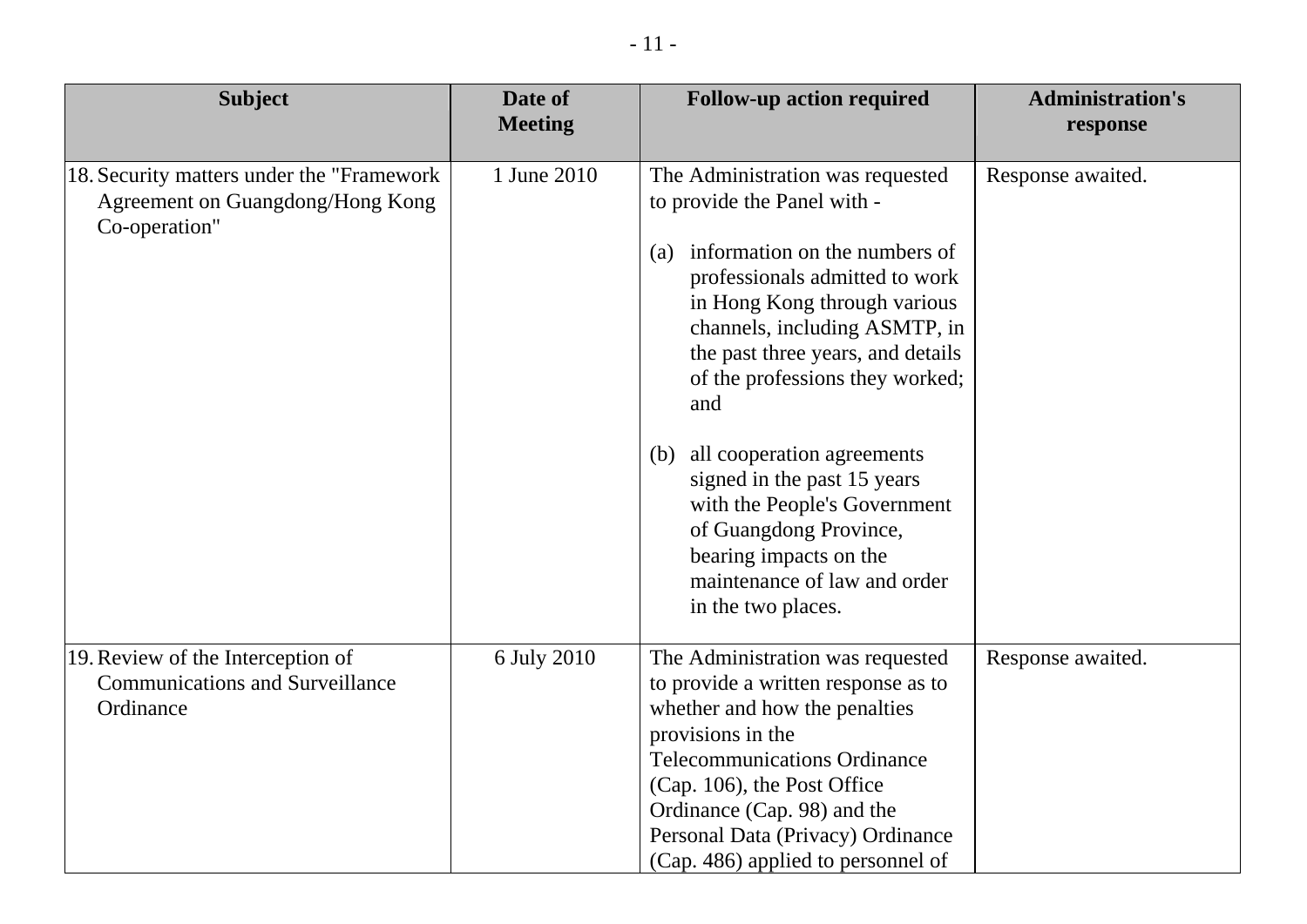| Subject | Date of Meeting | Follow-up action required | Administration's response |
|---|---|---|---|
| 18. Security matters under the "Framework Agreement on Guangdong/Hong Kong Co-operation" | 1 June 2010 | The Administration was requested to provide the Panel with -<br><br>(a) information on the numbers of professionals admitted to work in Hong Kong through various channels, including ASMTP, in the past three years, and details of the professions they worked; and<br><br>(b) all cooperation agreements signed in the past 15 years with the People's Government of Guangdong Province, bearing impacts on the maintenance of law and order in the two places. | Response awaited. |
| 19. Review of the Interception of Communications and Surveillance Ordinance | 6 July 2010 | The Administration was requested to provide a written response as to whether and how the penalties provisions in the Telecommunications Ordinance (Cap. 106), the Post Office Ordinance (Cap. 98) and the Personal Data (Privacy) Ordinance (Cap. 486) applied to personnel of | Response awaited. |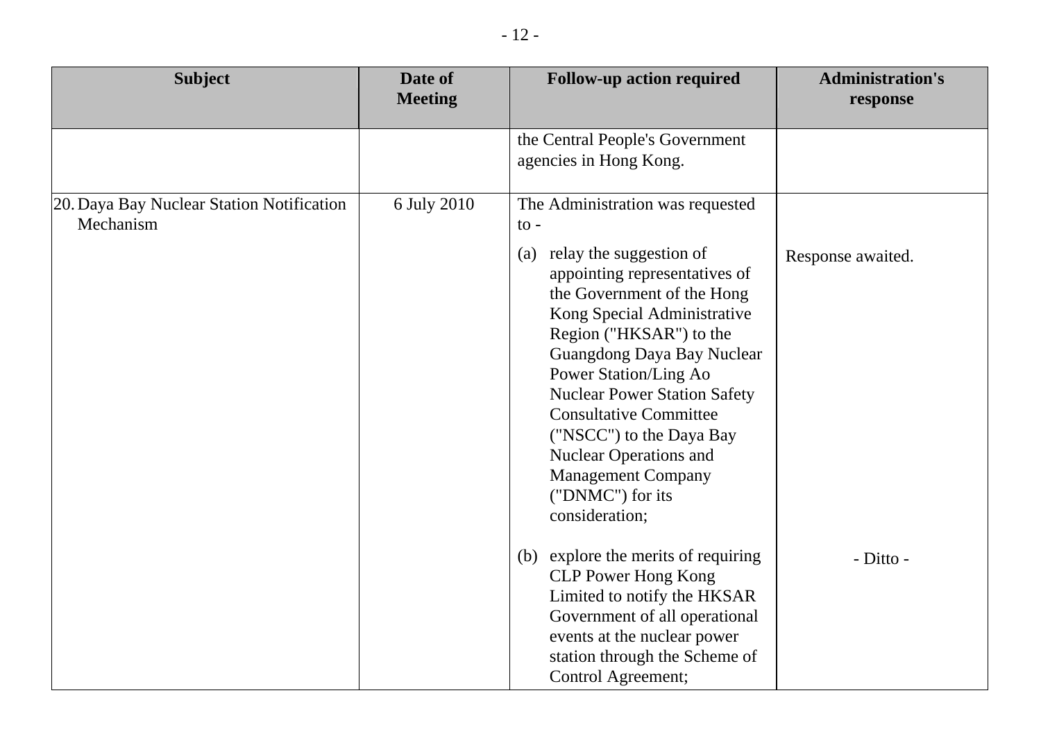| Subject | Date of Meeting | Follow-up action required | Administration's response |
|---|---|---|---|
| | | the Central People's Government agencies in Hong Kong. | |
| 20. Daya Bay Nuclear Station Notification Mechanism | 6 July 2010 | The Administration was requested to - | |
| | | (a) relay the suggestion of appointing representatives of the Government of the Hong Kong Special Administrative Region ("HKSAR") to the Guangdong Daya Bay Nuclear Power Station/Ling Ao Nuclear Power Station Safety Consultative Committee ("NSCC") to the Daya Bay Nuclear Operations and Management Company ("DNMC") for its consideration; | Response awaited. |
| | | (b) explore the merits of requiring CLP Power Hong Kong Limited to notify the HKSAR Government of all operational events at the nuclear power station through the Scheme of Control Agreement; | - Ditto - |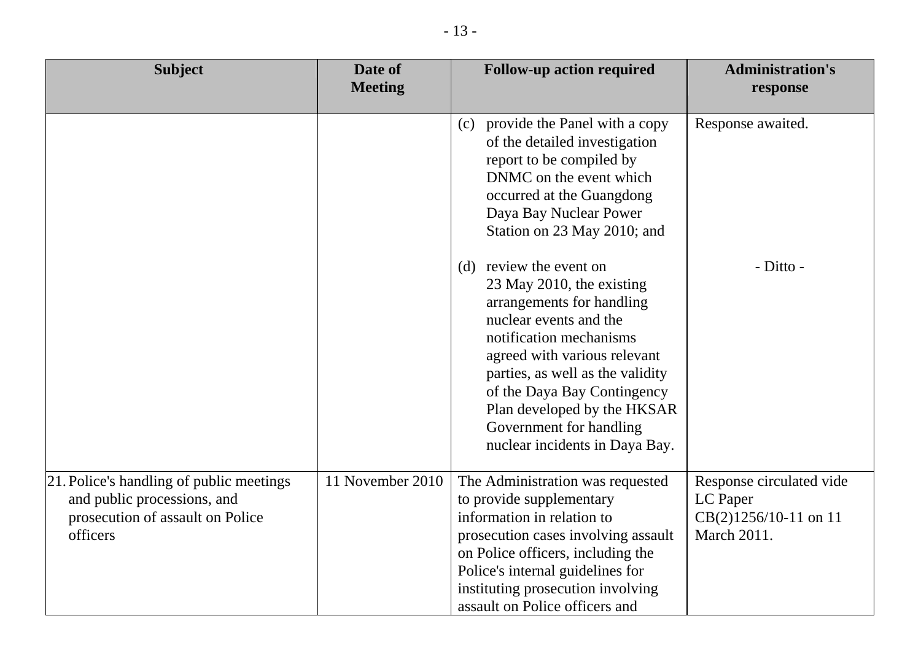| Subject | Date of Meeting | Follow-up action required | Administration's response |
|---|---|---|---|
| | | (c) provide the Panel with a copy of the detailed investigation report to be compiled by DNMC on the event which occurred at the Guangdong Daya Bay Nuclear Power Station on 23 May 2010; and | Response awaited. |
| | | (d) review the event on 23 May 2010, the existing arrangements for handling nuclear events and the notification mechanisms agreed with various relevant parties, as well as the validity of the Daya Bay Contingency Plan developed by the HKSAR Government for handling nuclear incidents in Daya Bay. | - Ditto - |
| 21. Police's handling of public meetings and public processions, and prosecution of assault on Police officers | 11 November 2010 | The Administration was requested to provide supplementary information in relation to prosecution cases involving assault on Police officers, including the Police's internal guidelines for instituting prosecution involving assault on Police officers and | Response circulated vide LC Paper CB(2)1256/10-11 on 11 March 2011. |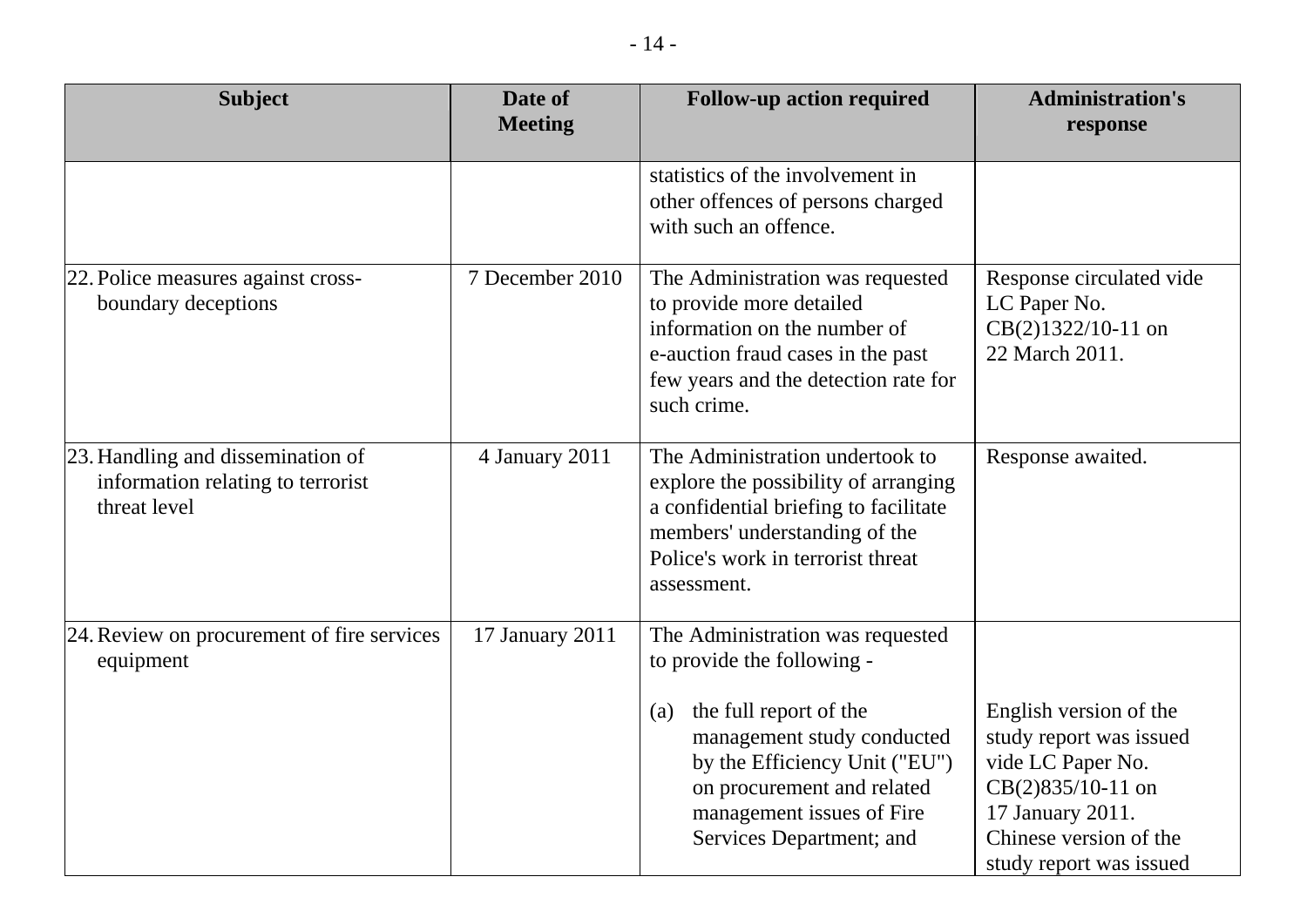| Subject | Date of Meeting | Follow-up action required | Administration's response |
| --- | --- | --- | --- |
| | | statistics of the involvement in other offences of persons charged with such an offence. | |
| 22. Police measures against cross-boundary deceptions | 7 December 2010 | The Administration was requested to provide more detailed information on the number of e-auction fraud cases in the past few years and the detection rate for such crime. | Response circulated vide LC Paper No. CB(2)1322/10-11 on 22 March 2011. |
| 23. Handling and dissemination of information relating to terrorist threat level | 4 January 2011 | The Administration undertook to explore the possibility of arranging a confidential briefing to facilitate members' understanding of the Police's work in terrorist threat assessment. | Response awaited. |
| 24. Review on procurement of fire services equipment | 17 January 2011 | The Administration was requested to provide the following -<br><br>(a) the full report of the management study conducted by the Efficiency Unit ("EU") on procurement and related management issues of Fire Services Department; and | <br><br>English version of the study report was issued vide LC Paper No. CB(2)835/10-11 on 17 January 2011. Chinese version of the study report was issued |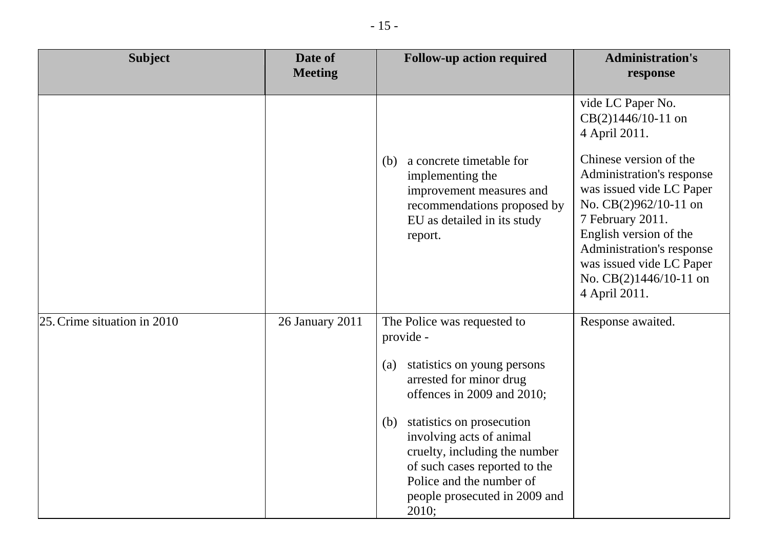| Subject | Date of Meeting | Follow-up action required | Administration's response |
| --- | --- | --- | --- |
| | | | vide LC Paper No. CB(2)1446/10-11 on 4 April 2011. |
| | | (b) a concrete timetable for implementing the improvement measures and recommendations proposed by EU as detailed in its study report. | Chinese version of the Administration's response was issued vide LC Paper No. CB(2)962/10-11 on 7 February 2011. English version of the Administration's response was issued vide LC Paper No. CB(2)1446/10-11 on 4 April 2011. |
| 25. Crime situation in 2010 | 26 January 2011 | The Police was requested to provide -<br><br>(a) statistics on young persons arrested for minor drug offences in 2009 and 2010;<br><br>(b) statistics on prosecution involving acts of animal cruelty, including the number of such cases reported to the Police and the number of people prosecuted in 2009 and 2010; | Response awaited. |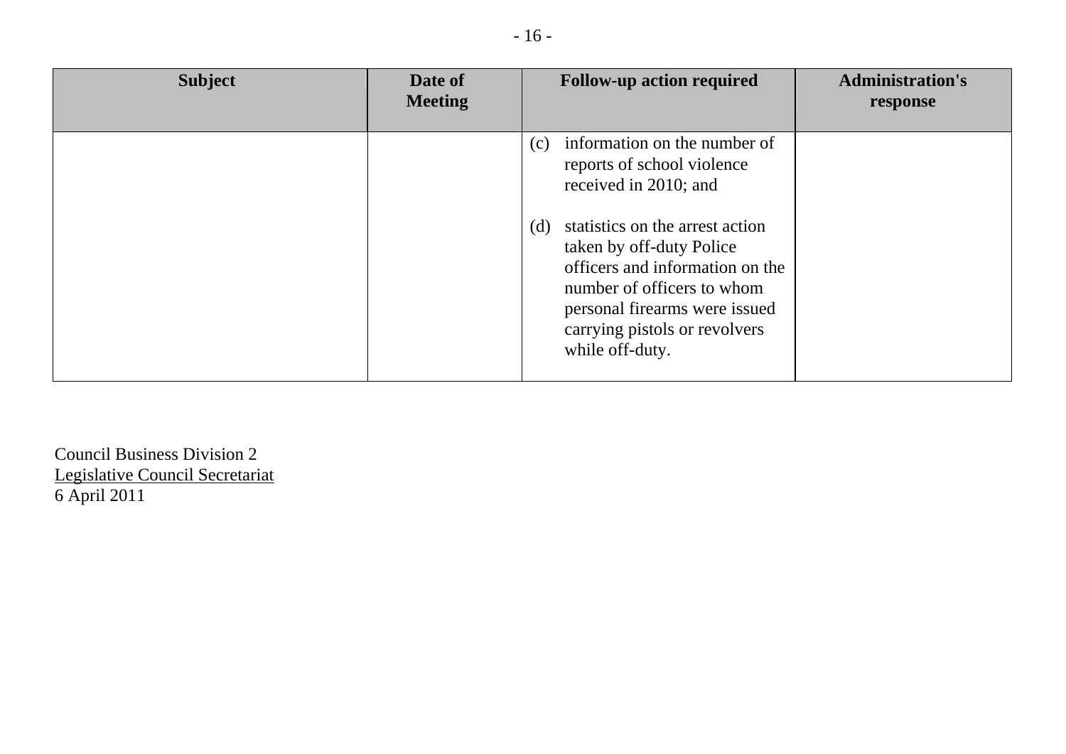| Subject | Date of Meeting | Follow-up action required | Administration's response |
|---|---|---|---|
| | | (c) information on the number of reports of school violence received in 2010; and<br><br>(d) statistics on the arrest action taken by off-duty Police officers and information on the number of officers to whom personal firearms were issued carrying pistols or revolvers while off-duty. | |

Council Business Division 2
Legislative Council Secretariat
6 April 2011